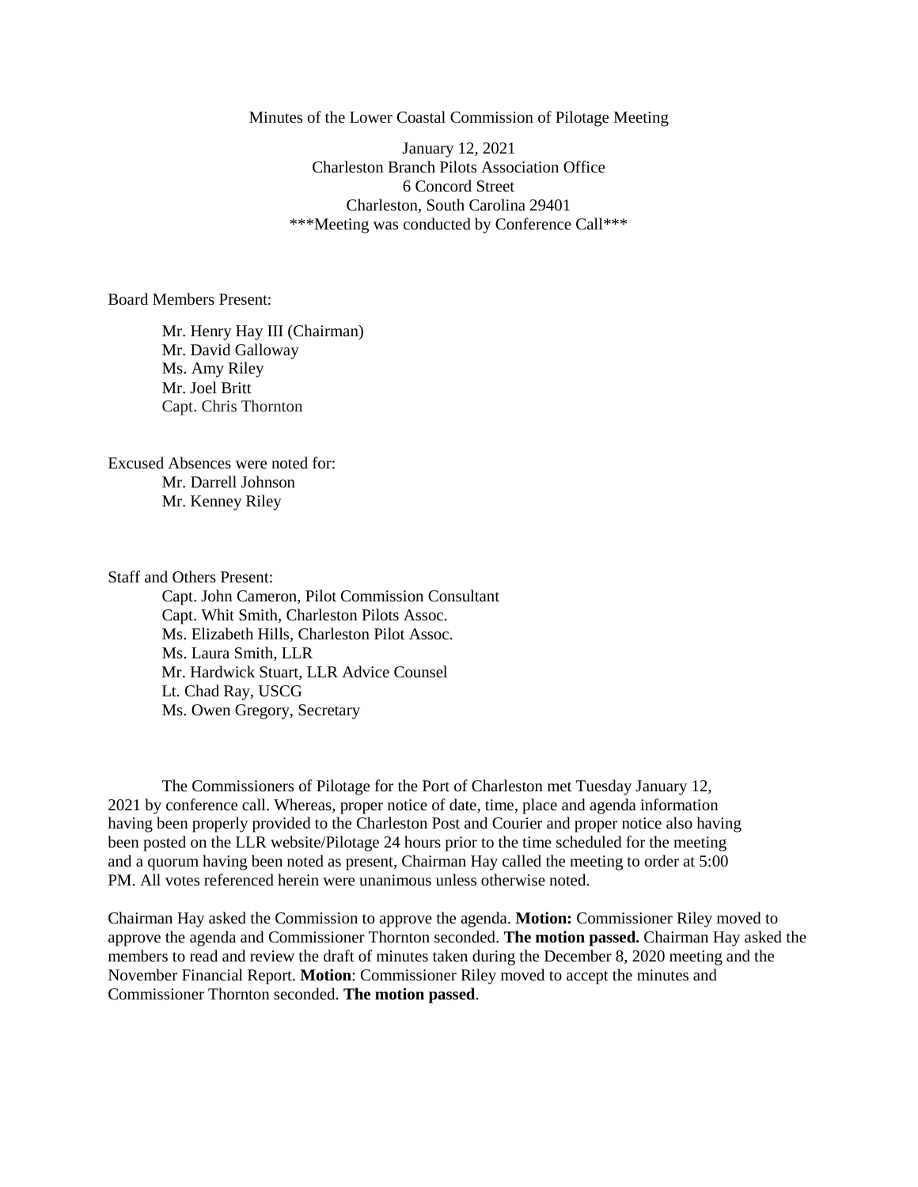Minutes of the Lower Coastal Commission of Pilotage Meeting

January 12, 2021
Charleston Branch Pilots Association Office
6 Concord Street
Charleston, South Carolina 29401
***Meeting was conducted by Conference Call***

Board Members Present:

Mr. Henry Hay III (Chairman)
Mr. David Galloway
Ms. Amy Riley
Mr. Joel Britt
Capt. Chris Thornton

Excused Absences were noted for:
Mr. Darrell Johnson
Mr. Kenney Riley

Staff and Others Present:
Capt. John Cameron, Pilot Commission Consultant
Capt. Whit Smith, Charleston Pilots Assoc.
Ms. Elizabeth Hills, Charleston Pilot Assoc.
Ms. Laura Smith, LLR
Mr. Hardwick Stuart, LLR Advice Counsel
Lt. Chad Ray, USCG
Ms. Owen Gregory, Secretary

The Commissioners of Pilotage for the Port of Charleston met Tuesday January 12, 2021 by conference call. Whereas, proper notice of date, time, place and agenda information having been properly provided to the Charleston Post and Courier and proper notice also having been posted on the LLR website/Pilotage 24 hours prior to the time scheduled for the meeting and a quorum having been noted as present, Chairman Hay called the meeting to order at 5:00 PM. All votes referenced herein were unanimous unless otherwise noted.

Chairman Hay asked the Commission to approve the agenda. **Motion:** Commissioner Riley moved to approve the agenda and Commissioner Thornton seconded. **The motion passed.** Chairman Hay asked the members to read and review the draft of minutes taken during the December 8, 2020 meeting and the November Financial Report. **Motion**: Commissioner Riley moved to accept the minutes and Commissioner Thornton seconded. **The motion passed**.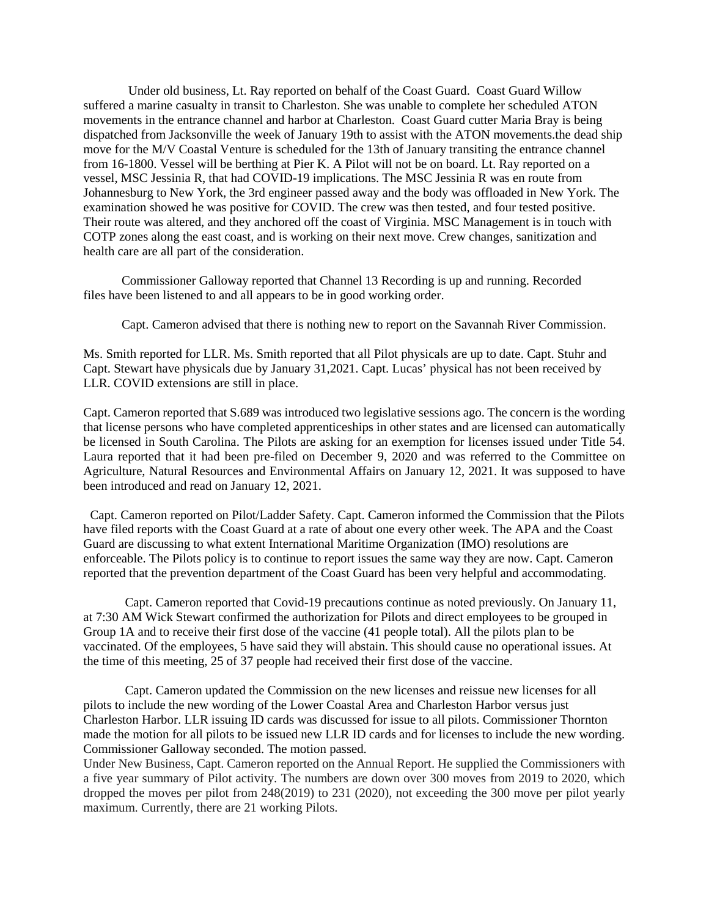Under old business, Lt. Ray reported on behalf of the Coast Guard. Coast Guard Willow suffered a marine casualty in transit to Charleston. She was unable to complete her scheduled ATON movements in the entrance channel and harbor at Charleston. Coast Guard cutter Maria Bray is being dispatched from Jacksonville the week of January 19th to assist with the ATON movements.the dead ship move for the M/V Coastal Venture is scheduled for the 13th of January transiting the entrance channel from 16-1800. Vessel will be berthing at Pier K. A Pilot will not be on board. Lt. Ray reported on a vessel, MSC Jessinia R, that had COVID-19 implications. The MSC Jessinia R was en route from Johannesburg to New York, the 3rd engineer passed away and the body was offloaded in New York. The examination showed he was positive for COVID. The crew was then tested, and four tested positive. Their route was altered, and they anchored off the coast of Virginia. MSC Management is in touch with COTP zones along the east coast, and is working on their next move. Crew changes, sanitization and health care are all part of the consideration.

Commissioner Galloway reported that Channel 13 Recording is up and running. Recorded files have been listened to and all appears to be in good working order.

Capt. Cameron advised that there is nothing new to report on the Savannah River Commission.

Ms. Smith reported for LLR. Ms. Smith reported that all Pilot physicals are up to date. Capt. Stuhr and Capt. Stewart have physicals due by January 31,2021. Capt. Lucas' physical has not been received by LLR. COVID extensions are still in place.

Capt. Cameron reported that S.689 was introduced two legislative sessions ago. The concern is the wording that license persons who have completed apprenticeships in other states and are licensed can automatically be licensed in South Carolina. The Pilots are asking for an exemption for licenses issued under Title 54. Laura reported that it had been pre-filed on December 9, 2020 and was referred to the Committee on Agriculture, Natural Resources and Environmental Affairs on January 12, 2021. It was supposed to have been introduced and read on January 12, 2021.

Capt. Cameron reported on Pilot/Ladder Safety. Capt. Cameron informed the Commission that the Pilots have filed reports with the Coast Guard at a rate of about one every other week. The APA and the Coast Guard are discussing to what extent International Maritime Organization (IMO) resolutions are enforceable. The Pilots policy is to continue to report issues the same way they are now. Capt. Cameron reported that the prevention department of the Coast Guard has been very helpful and accommodating.

Capt. Cameron reported that Covid-19 precautions continue as noted previously. On January 11, at 7:30 AM Wick Stewart confirmed the authorization for Pilots and direct employees to be grouped in Group 1A and to receive their first dose of the vaccine (41 people total). All the pilots plan to be vaccinated. Of the employees, 5 have said they will abstain. This should cause no operational issues. At the time of this meeting, 25 of 37 people had received their first dose of the vaccine.

Capt. Cameron updated the Commission on the new licenses and reissue new licenses for all pilots to include the new wording of the Lower Coastal Area and Charleston Harbor versus just Charleston Harbor. LLR issuing ID cards was discussed for issue to all pilots. Commissioner Thornton made the motion for all pilots to be issued new LLR ID cards and for licenses to include the new wording. Commissioner Galloway seconded. The motion passed.

Under New Business, Capt. Cameron reported on the Annual Report. He supplied the Commissioners with a five year summary of Pilot activity. The numbers are down over 300 moves from 2019 to 2020, which dropped the moves per pilot from 248(2019) to 231 (2020), not exceeding the 300 move per pilot yearly maximum. Currently, there are 21 working Pilots.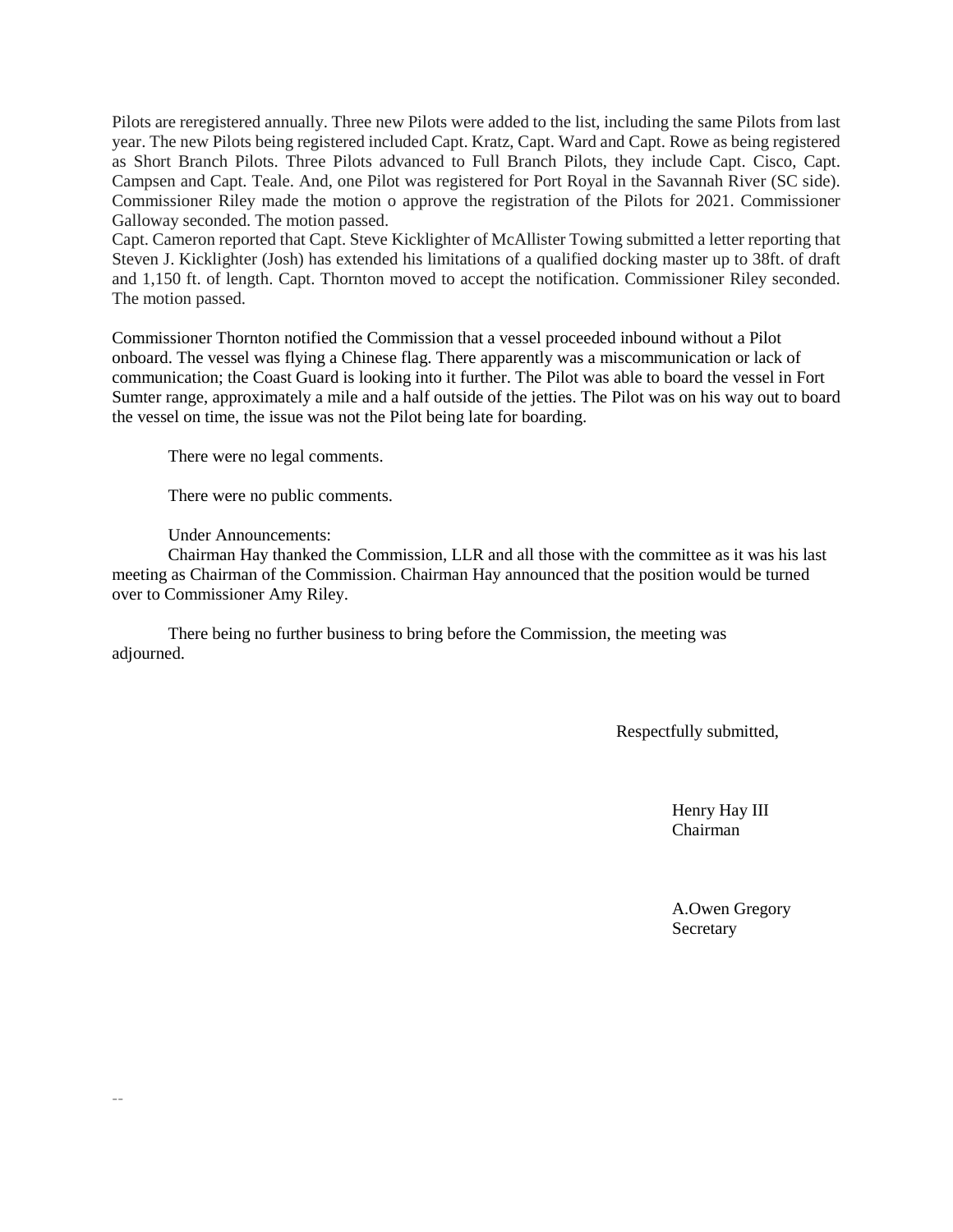Pilots are reregistered annually. Three new Pilots were added to the list, including the same Pilots from last year. The new Pilots being registered included Capt. Kratz, Capt. Ward and Capt. Rowe as being registered as Short Branch Pilots. Three Pilots advanced to Full Branch Pilots, they include Capt. Cisco, Capt. Campsen and Capt. Teale. And, one Pilot was registered for Port Royal in the Savannah River (SC side). Commissioner Riley made the motion o approve the registration of the Pilots for 2021. Commissioner Galloway seconded. The motion passed.

Capt. Cameron reported that Capt. Steve Kicklighter of McAllister Towing submitted a letter reporting that Steven J. Kicklighter (Josh) has extended his limitations of a qualified docking master up to 38ft. of draft and 1,150 ft. of length. Capt. Thornton moved to accept the notification. Commissioner Riley seconded. The motion passed.

Commissioner Thornton notified the Commission that a vessel proceeded inbound without a Pilot onboard. The vessel was flying a Chinese flag. There apparently was a miscommunication or lack of communication; the Coast Guard is looking into it further. The Pilot was able to board the vessel in Fort Sumter range, approximately a mile and a half outside of the jetties. The Pilot was on his way out to board the vessel on time, the issue was not the Pilot being late for boarding.

There were no legal comments.

There were no public comments.

Under Announcements:

Chairman Hay thanked the Commission, LLR and all those with the committee as it was his last meeting as Chairman of the Commission. Chairman Hay announced that the position would be turned over to Commissioner Amy Riley.

There being no further business to bring before the Commission, the meeting was adjourned.

Respectfully submitted,

Henry Hay III
Chairman

A.Owen Gregory
Secretary